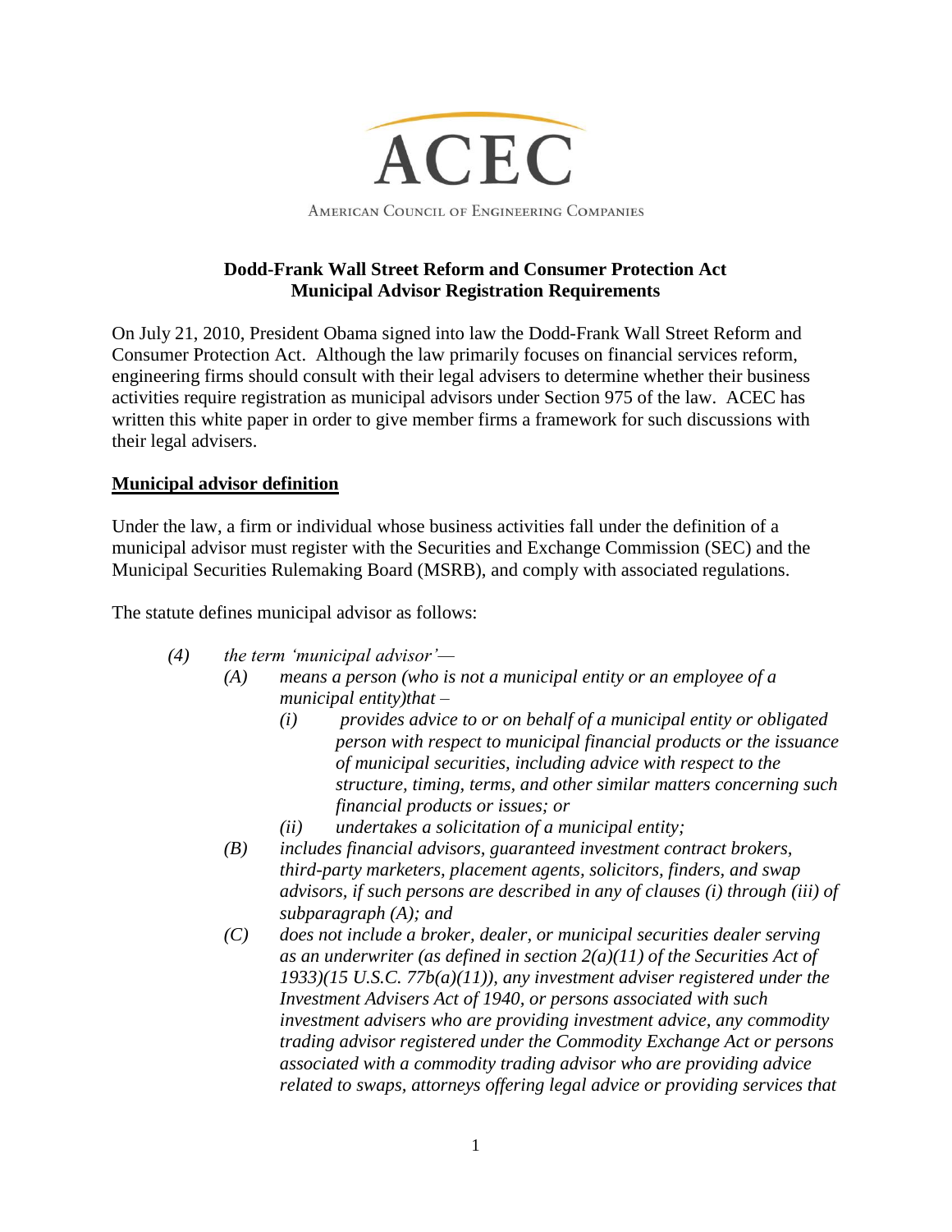# ACEC

American Council of Engineering Companies

## Dodd-Frank Wall Street Reform and Consumer Protection Act
## Municipal Advisor Registration Requirements

On July 21, 2010, President Obama signed into law the Dodd-Frank Wall Street Reform and Consumer Protection Act. Although the law primarily focuses on financial services reform, engineering firms should consult with their legal advisers to determine whether their business activities require registration as municipal advisors under Section 975 of the law. ACEC has written this white paper in order to give member firms a framework for such discussions with their legal advisers.

### Municipal advisor definition

Under the law, a firm or individual whose business activities fall under the definition of a municipal advisor must register with the Securities and Exchange Commission (SEC) and the Municipal Securities Rulemaking Board (MSRB), and comply with associated regulations.

The statute defines municipal advisor as follows:

> *(4) the term 'municipal advisor'—*
>
> *(A) means a person (who is not a municipal entity or an employee of a municipal entity)that –*
>
> *(i) provides advice to or on behalf of a municipal entity or obligated person with respect to municipal financial products or the issuance of municipal securities, including advice with respect to the structure, timing, terms, and other similar matters concerning such financial products or issues; or*
>
> *(ii) undertakes a solicitation of a municipal entity;*
>
> *(B) includes financial advisors, guaranteed investment contract brokers, third-party marketers, placement agents, solicitors, finders, and swap advisors, if such persons are described in any of clauses (i) through (iii) of subparagraph (A); and*
>
> *(C) does not include a broker, dealer, or municipal securities dealer serving as an underwriter (as defined in section 2(a)(11) of the Securities Act of 1933)(15 U.S.C. 77b(a)(11)), any investment adviser registered under the Investment Advisers Act of 1940, or persons associated with such investment advisers who are providing investment advice, any commodity trading advisor registered under the Commodity Exchange Act or persons associated with a commodity trading advisor who are providing advice related to swaps, attorneys offering legal advice or providing services that*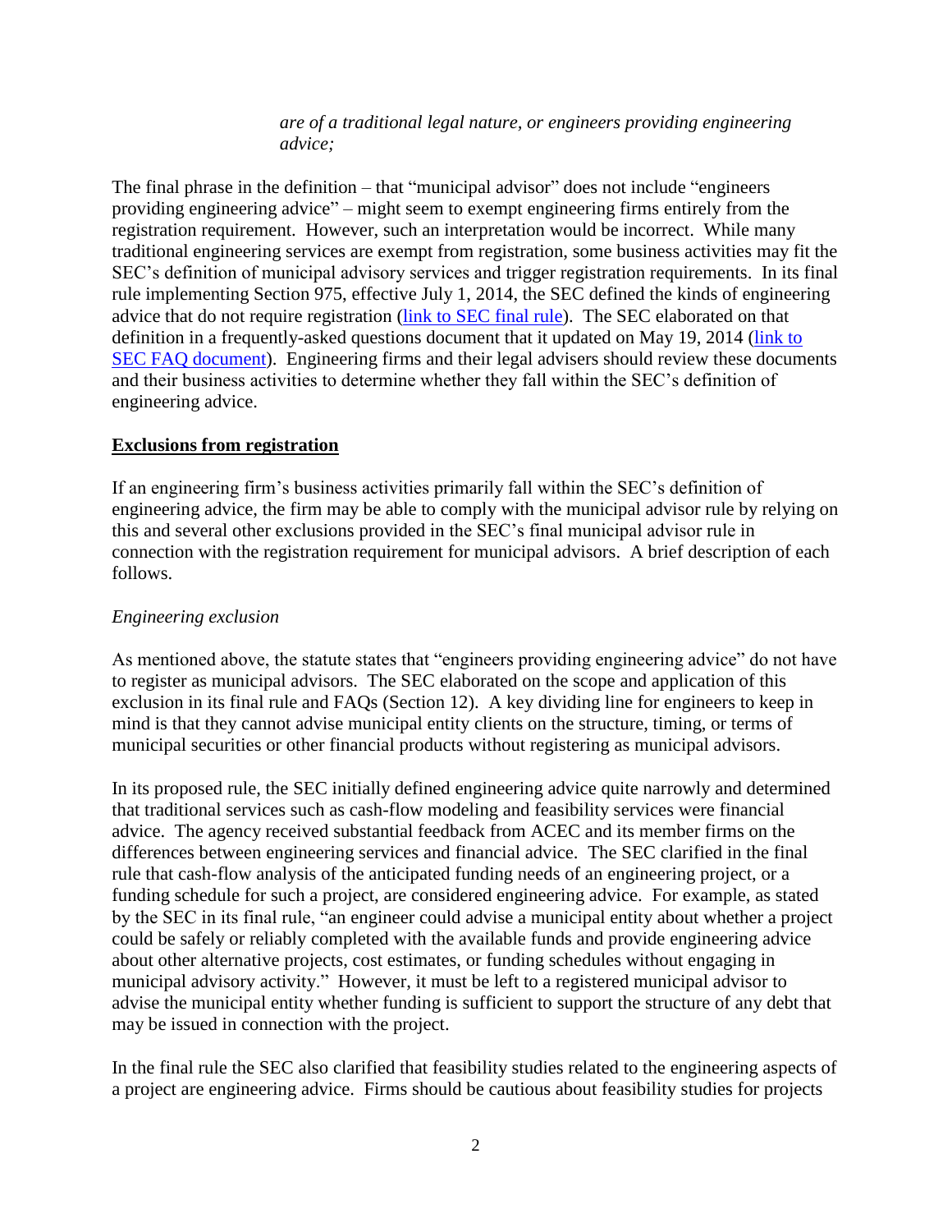*are of a traditional legal nature, or engineers providing engineering advice;*

The final phrase in the definition – that "municipal advisor" does not include "engineers providing engineering advice" – might seem to exempt engineering firms entirely from the registration requirement. However, such an interpretation would be incorrect. While many traditional engineering services are exempt from registration, some business activities may fit the SEC's definition of municipal advisory services and trigger registration requirements. In its final rule implementing Section 975, effective July 1, 2014, the SEC defined the kinds of engineering advice that do not require registration (link to SEC final rule). The SEC elaborated on that definition in a frequently-asked questions document that it updated on May 19, 2014 (link to SEC FAQ document). Engineering firms and their legal advisers should review these documents and their business activities to determine whether they fall within the SEC's definition of engineering advice.

## Exclusions from registration

If an engineering firm's business activities primarily fall within the SEC's definition of engineering advice, the firm may be able to comply with the municipal advisor rule by relying on this and several other exclusions provided in the SEC's final municipal advisor rule in connection with the registration requirement for municipal advisors. A brief description of each follows.

### *Engineering exclusion*

As mentioned above, the statute states that "engineers providing engineering advice" do not have to register as municipal advisors. The SEC elaborated on the scope and application of this exclusion in its final rule and FAQs (Section 12). A key dividing line for engineers to keep in mind is that they cannot advise municipal entity clients on the structure, timing, or terms of municipal securities or other financial products without registering as municipal advisors.

In its proposed rule, the SEC initially defined engineering advice quite narrowly and determined that traditional services such as cash-flow modeling and feasibility services were financial advice. The agency received substantial feedback from ACEC and its member firms on the differences between engineering services and financial advice. The SEC clarified in the final rule that cash-flow analysis of the anticipated funding needs of an engineering project, or a funding schedule for such a project, are considered engineering advice. For example, as stated by the SEC in its final rule, "an engineer could advise a municipal entity about whether a project could be safely or reliably completed with the available funds and provide engineering advice about other alternative projects, cost estimates, or funding schedules without engaging in municipal advisory activity." However, it must be left to a registered municipal advisor to advise the municipal entity whether funding is sufficient to support the structure of any debt that may be issued in connection with the project.

In the final rule the SEC also clarified that feasibility studies related to the engineering aspects of a project are engineering advice. Firms should be cautious about feasibility studies for projects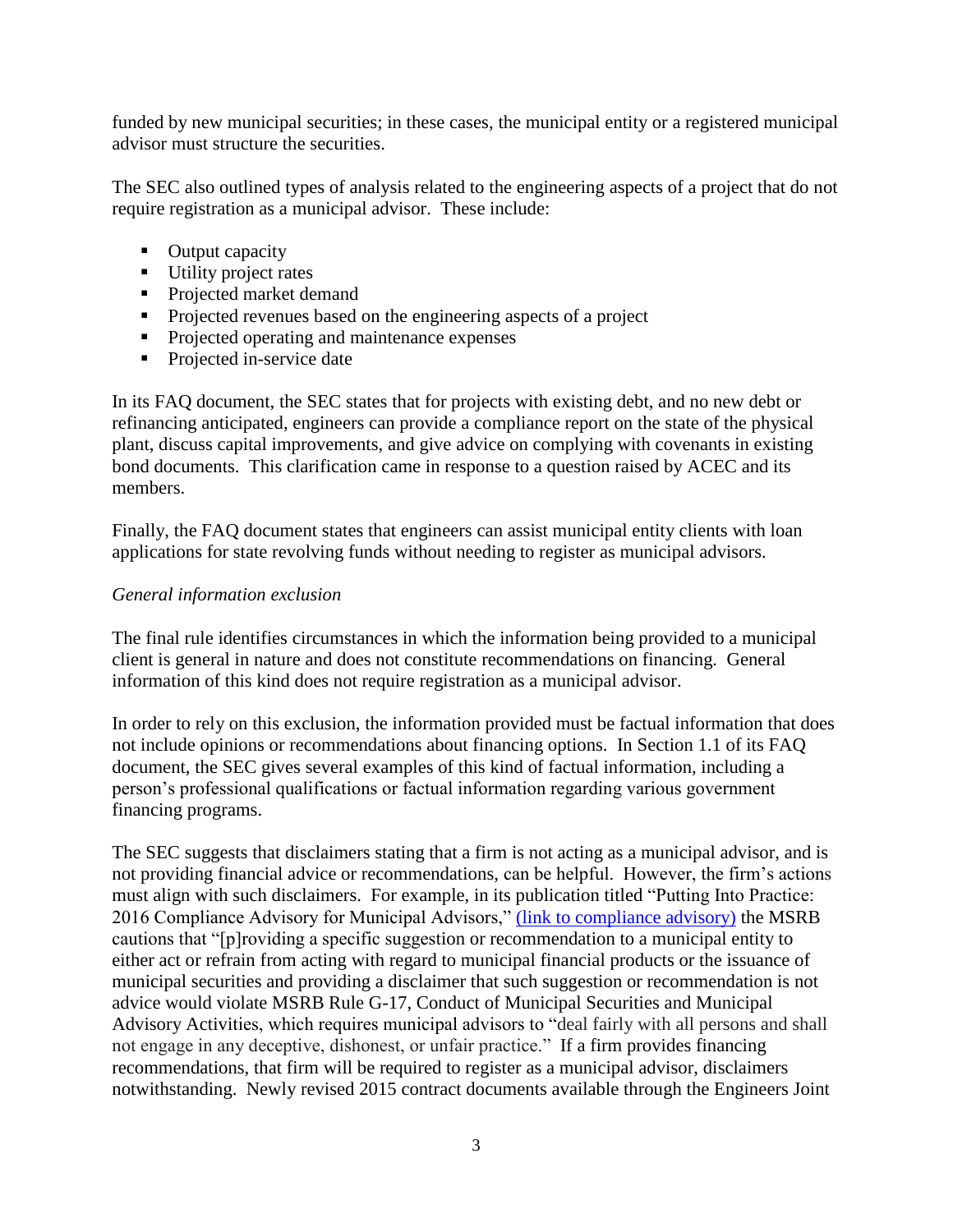funded by new municipal securities; in these cases, the municipal entity or a registered municipal advisor must structure the securities.

The SEC also outlined types of analysis related to the engineering aspects of a project that do not require registration as a municipal advisor. These include:

- Output capacity
- Utility project rates
- Projected market demand
- Projected revenues based on the engineering aspects of a project
- Projected operating and maintenance expenses
- Projected in-service date

In its FAQ document, the SEC states that for projects with existing debt, and no new debt or refinancing anticipated, engineers can provide a compliance report on the state of the physical plant, discuss capital improvements, and give advice on complying with covenants in existing bond documents. This clarification came in response to a question raised by ACEC and its members.

Finally, the FAQ document states that engineers can assist municipal entity clients with loan applications for state revolving funds without needing to register as municipal advisors.

*General information exclusion*

The final rule identifies circumstances in which the information being provided to a municipal client is general in nature and does not constitute recommendations on financing. General information of this kind does not require registration as a municipal advisor.

In order to rely on this exclusion, the information provided must be factual information that does not include opinions or recommendations about financing options. In Section 1.1 of its FAQ document, the SEC gives several examples of this kind of factual information, including a person's professional qualifications or factual information regarding various government financing programs.

The SEC suggests that disclaimers stating that a firm is not acting as a municipal advisor, and is not providing financial advice or recommendations, can be helpful. However, the firm's actions must align with such disclaimers. For example, in its publication titled "Putting Into Practice: 2016 Compliance Advisory for Municipal Advisors," (link to compliance advisory) the MSRB cautions that "[p]roviding a specific suggestion or recommendation to a municipal entity to either act or refrain from acting with regard to municipal financial products or the issuance of municipal securities and providing a disclaimer that such suggestion or recommendation is not advice would violate MSRB Rule G-17, Conduct of Municipal Securities and Municipal Advisory Activities, which requires municipal advisors to "deal fairly with all persons and shall not engage in any deceptive, dishonest, or unfair practice." If a firm provides financing recommendations, that firm will be required to register as a municipal advisor, disclaimers notwithstanding. Newly revised 2015 contract documents available through the Engineers Joint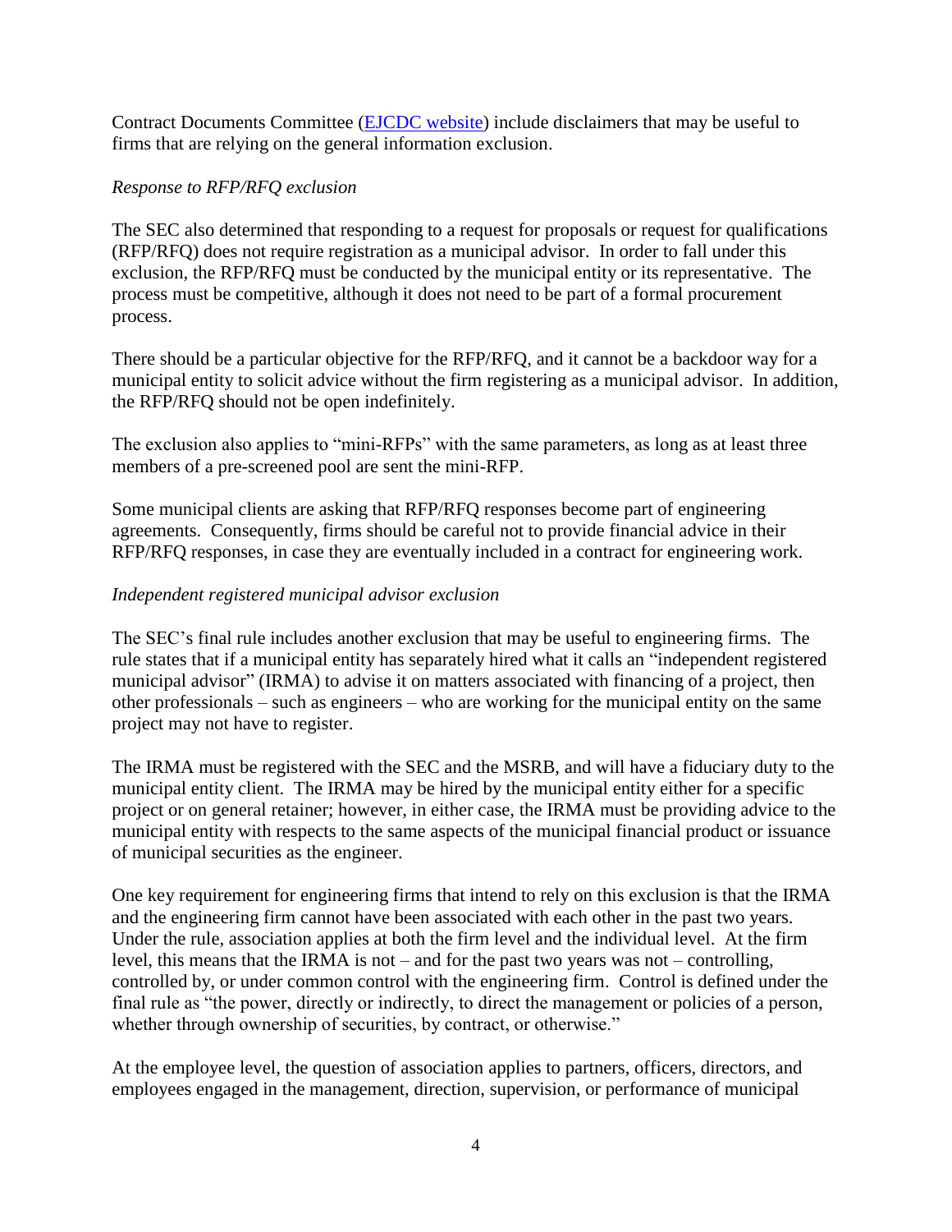Contract Documents Committee ([EJCDC website]) include disclaimers that may be useful to firms that are relying on the general information exclusion.

*Response to RFP/RFQ exclusion*

The SEC also determined that responding to a request for proposals or request for qualifications (RFP/RFQ) does not require registration as a municipal advisor. In order to fall under this exclusion, the RFP/RFQ must be conducted by the municipal entity or its representative. The process must be competitive, although it does not need to be part of a formal procurement process.

There should be a particular objective for the RFP/RFQ, and it cannot be a backdoor way for a municipal entity to solicit advice without the firm registering as a municipal advisor. In addition, the RFP/RFQ should not be open indefinitely.

The exclusion also applies to "mini-RFPs" with the same parameters, as long as at least three members of a pre-screened pool are sent the mini-RFP.

Some municipal clients are asking that RFP/RFQ responses become part of engineering agreements. Consequently, firms should be careful not to provide financial advice in their RFP/RFQ responses, in case they are eventually included in a contract for engineering work.

*Independent registered municipal advisor exclusion*

The SEC's final rule includes another exclusion that may be useful to engineering firms. The rule states that if a municipal entity has separately hired what it calls an "independent registered municipal advisor" (IRMA) to advise it on matters associated with financing of a project, then other professionals – such as engineers – who are working for the municipal entity on the same project may not have to register.

The IRMA must be registered with the SEC and the MSRB, and will have a fiduciary duty to the municipal entity client. The IRMA may be hired by the municipal entity either for a specific project or on general retainer; however, in either case, the IRMA must be providing advice to the municipal entity with respects to the same aspects of the municipal financial product or issuance of municipal securities as the engineer.

One key requirement for engineering firms that intend to rely on this exclusion is that the IRMA and the engineering firm cannot have been associated with each other in the past two years. Under the rule, association applies at both the firm level and the individual level. At the firm level, this means that the IRMA is not – and for the past two years was not – controlling, controlled by, or under common control with the engineering firm. Control is defined under the final rule as "the power, directly or indirectly, to direct the management or policies of a person, whether through ownership of securities, by contract, or otherwise."

At the employee level, the question of association applies to partners, officers, directors, and employees engaged in the management, direction, supervision, or performance of municipal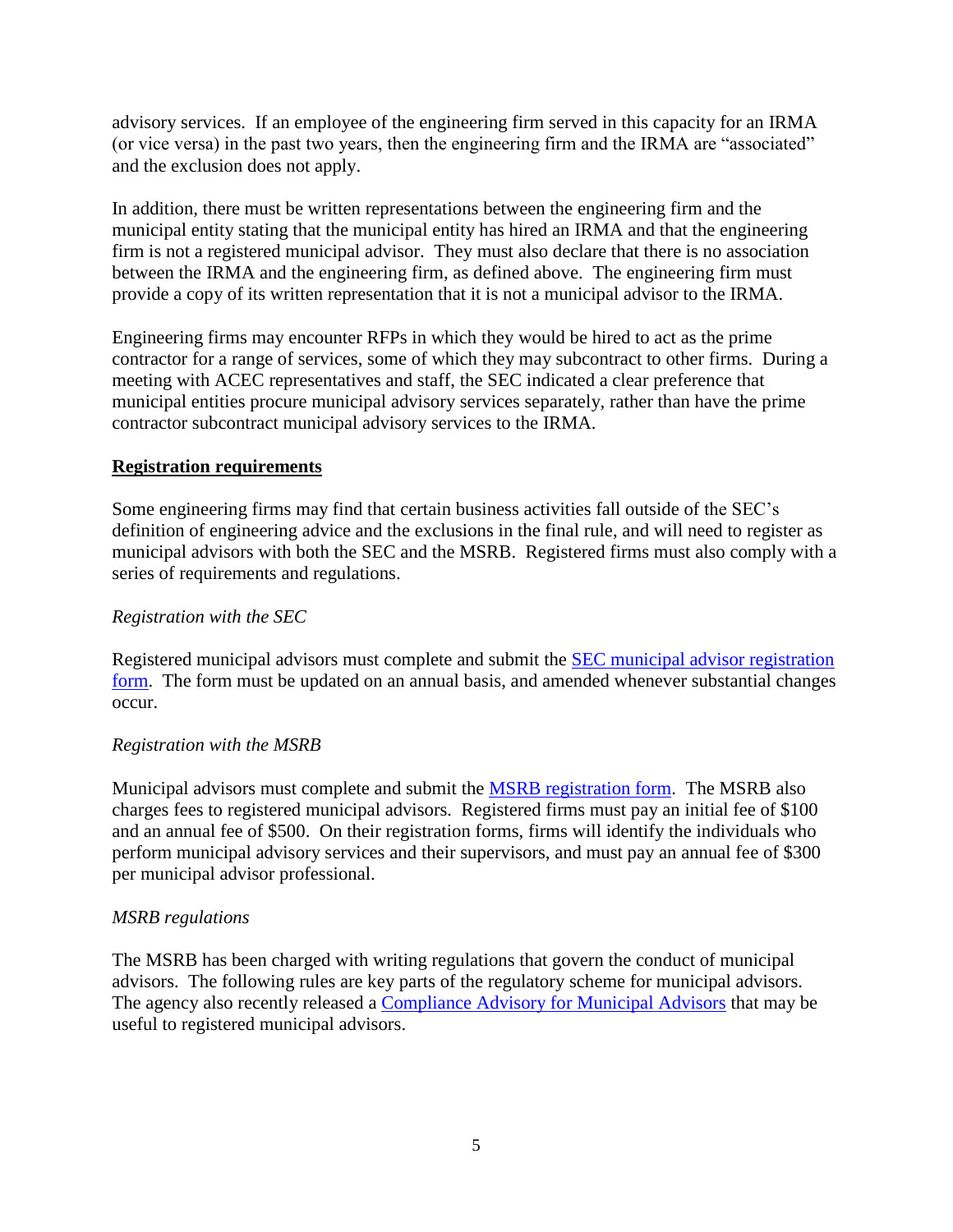advisory services. If an employee of the engineering firm served in this capacity for an IRMA (or vice versa) in the past two years, then the engineering firm and the IRMA are "associated" and the exclusion does not apply.

In addition, there must be written representations between the engineering firm and the municipal entity stating that the municipal entity has hired an IRMA and that the engineering firm is not a registered municipal advisor. They must also declare that there is no association between the IRMA and the engineering firm, as defined above. The engineering firm must provide a copy of its written representation that it is not a municipal advisor to the IRMA.

Engineering firms may encounter RFPs in which they would be hired to act as the prime contractor for a range of services, some of which they may subcontract to other firms. During a meeting with ACEC representatives and staff, the SEC indicated a clear preference that municipal entities procure municipal advisory services separately, rather than have the prime contractor subcontract municipal advisory services to the IRMA.

**Registration requirements**

Some engineering firms may find that certain business activities fall outside of the SEC's definition of engineering advice and the exclusions in the final rule, and will need to register as municipal advisors with both the SEC and the MSRB. Registered firms must also comply with a series of requirements and regulations.

*Registration with the SEC*

Registered municipal advisors must complete and submit the SEC municipal advisor registration form. The form must be updated on an annual basis, and amended whenever substantial changes occur.

*Registration with the MSRB*

Municipal advisors must complete and submit the MSRB registration form. The MSRB also charges fees to registered municipal advisors. Registered firms must pay an initial fee of $100 and an annual fee of $500. On their registration forms, firms will identify the individuals who perform municipal advisory services and their supervisors, and must pay an annual fee of $300 per municipal advisor professional.

*MSRB regulations*

The MSRB has been charged with writing regulations that govern the conduct of municipal advisors. The following rules are key parts of the regulatory scheme for municipal advisors. The agency also recently released a Compliance Advisory for Municipal Advisors that may be useful to registered municipal advisors.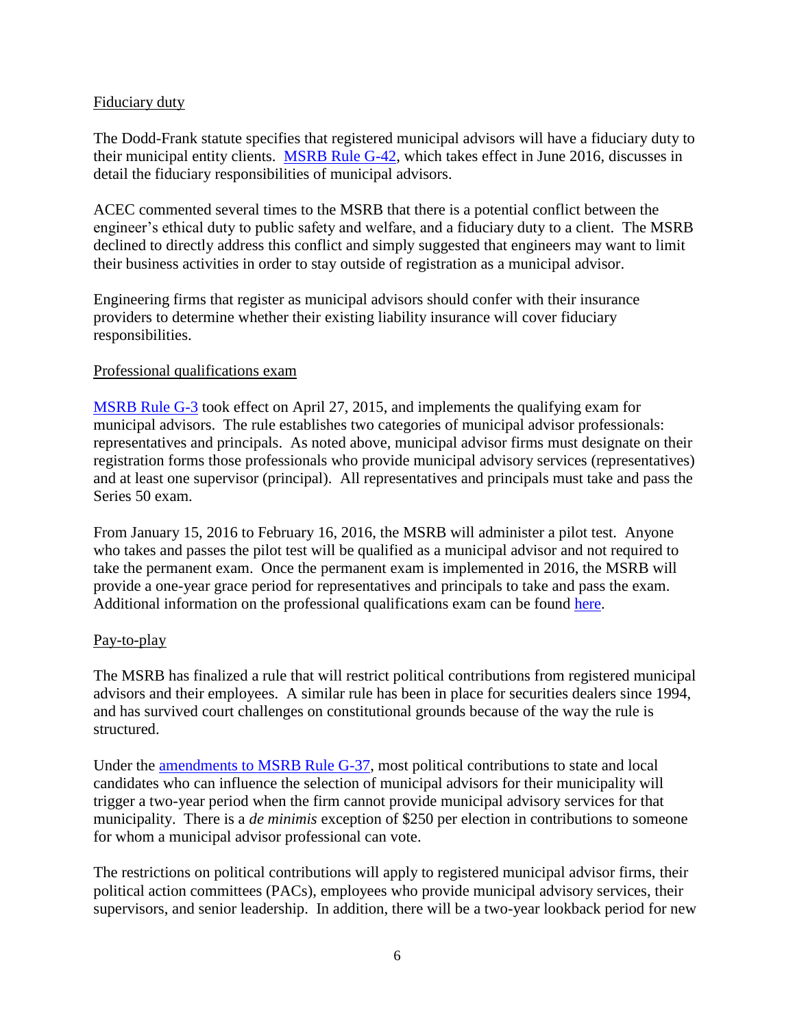Fiduciary duty

The Dodd-Frank statute specifies that registered municipal advisors will have a fiduciary duty to their municipal entity clients. MSRB Rule G-42, which takes effect in June 2016, discusses in detail the fiduciary responsibilities of municipal advisors.

ACEC commented several times to the MSRB that there is a potential conflict between the engineer's ethical duty to public safety and welfare, and a fiduciary duty to a client. The MSRB declined to directly address this conflict and simply suggested that engineers may want to limit their business activities in order to stay outside of registration as a municipal advisor.

Engineering firms that register as municipal advisors should confer with their insurance providers to determine whether their existing liability insurance will cover fiduciary responsibilities.

Professional qualifications exam

MSRB Rule G-3 took effect on April 27, 2015, and implements the qualifying exam for municipal advisors. The rule establishes two categories of municipal advisor professionals: representatives and principals. As noted above, municipal advisor firms must designate on their registration forms those professionals who provide municipal advisory services (representatives) and at least one supervisor (principal). All representatives and principals must take and pass the Series 50 exam.

From January 15, 2016 to February 16, 2016, the MSRB will administer a pilot test. Anyone who takes and passes the pilot test will be qualified as a municipal advisor and not required to take the permanent exam. Once the permanent exam is implemented in 2016, the MSRB will provide a one-year grace period for representatives and principals to take and pass the exam. Additional information on the professional qualifications exam can be found here.

Pay-to-play

The MSRB has finalized a rule that will restrict political contributions from registered municipal advisors and their employees. A similar rule has been in place for securities dealers since 1994, and has survived court challenges on constitutional grounds because of the way the rule is structured.

Under the amendments to MSRB Rule G-37, most political contributions to state and local candidates who can influence the selection of municipal advisors for their municipality will trigger a two-year period when the firm cannot provide municipal advisory services for that municipality. There is a *de minimis* exception of $250 per election in contributions to someone for whom a municipal advisor professional can vote.

The restrictions on political contributions will apply to registered municipal advisor firms, their political action committees (PACs), employees who provide municipal advisory services, their supervisors, and senior leadership. In addition, there will be a two-year lookback period for new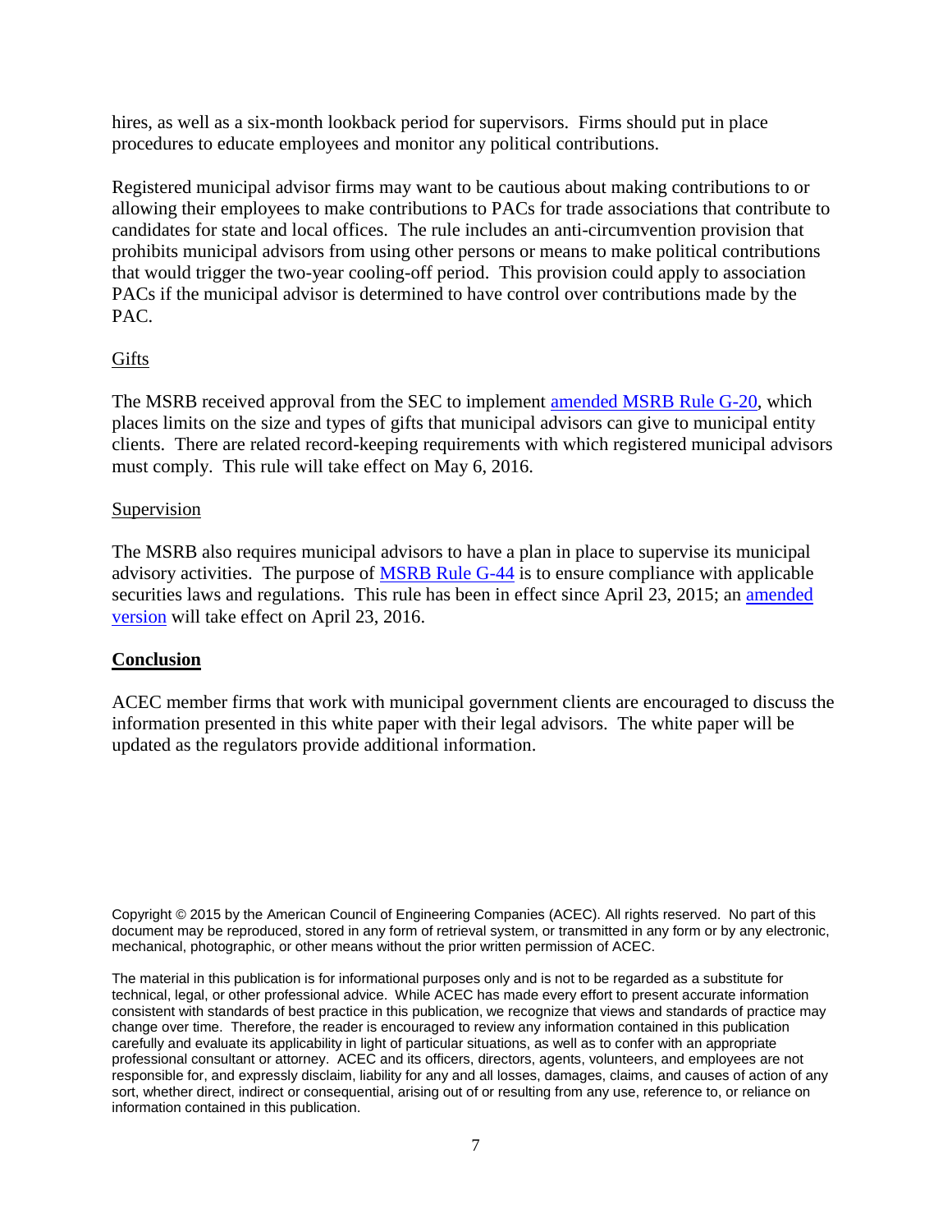hires, as well as a six-month lookback period for supervisors. Firms should put in place procedures to educate employees and monitor any political contributions.

Registered municipal advisor firms may want to be cautious about making contributions to or allowing their employees to make contributions to PACs for trade associations that contribute to candidates for state and local offices. The rule includes an anti-circumvention provision that prohibits municipal advisors from using other persons or means to make political contributions that would trigger the two-year cooling-off period. This provision could apply to association PACs if the municipal advisor is determined to have control over contributions made by the PAC.

### Gifts

The MSRB received approval from the SEC to implement amended MSRB Rule G-20, which places limits on the size and types of gifts that municipal advisors can give to municipal entity clients. There are related record-keeping requirements with which registered municipal advisors must comply. This rule will take effect on May 6, 2016.

### Supervision

The MSRB also requires municipal advisors to have a plan in place to supervise its municipal advisory activities. The purpose of MSRB Rule G-44 is to ensure compliance with applicable securities laws and regulations. This rule has been in effect since April 23, 2015; an amended version will take effect on April 23, 2016.

## Conclusion

ACEC member firms that work with municipal government clients are encouraged to discuss the information presented in this white paper with their legal advisors. The white paper will be updated as the regulators provide additional information.

Copyright © 2015 by the American Council of Engineering Companies (ACEC). All rights reserved. No part of this document may be reproduced, stored in any form of retrieval system, or transmitted in any form or by any electronic, mechanical, photographic, or other means without the prior written permission of ACEC.

The material in this publication is for informational purposes only and is not to be regarded as a substitute for technical, legal, or other professional advice. While ACEC has made every effort to present accurate information consistent with standards of best practice in this publication, we recognize that views and standards of practice may change over time. Therefore, the reader is encouraged to review any information contained in this publication carefully and evaluate its applicability in light of particular situations, as well as to confer with an appropriate professional consultant or attorney. ACEC and its officers, directors, agents, volunteers, and employees are not responsible for, and expressly disclaim, liability for any and all losses, damages, claims, and causes of action of any sort, whether direct, indirect or consequential, arising out of or resulting from any use, reference to, or reliance on information contained in this publication.